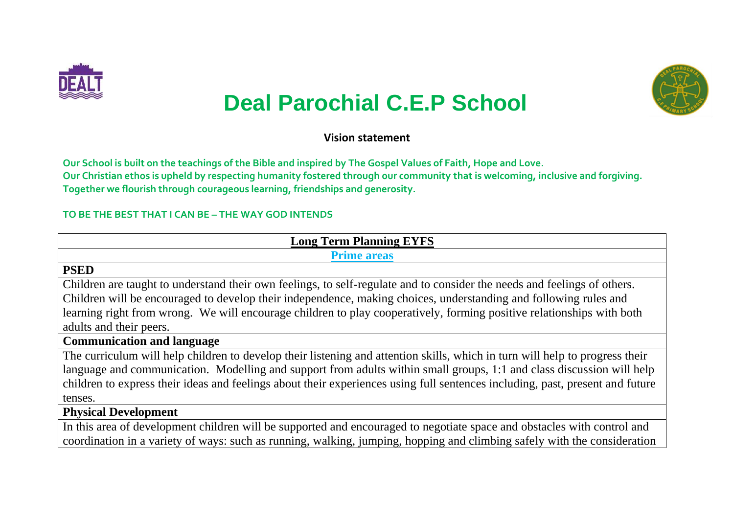# Deal Parochial C.E.P School

**Vision statement**

**Our School is built on the teachings of the Bible and inspired by The Gospel Values of Faith, Hope and Love.**
**Our Christian ethos is upheld by respecting humanity fostered through our community that is welcoming, inclusive and forgiving.**
**Together we flourish through courageous learning, friendships and generosity.**

**TO BE THE BEST THAT I CAN BE – THE WAY GOD INTENDS**

| **Long Term Planning EYFS** |
|---|
| **Prime areas** |
| **PSED** |
| Children are taught to understand their own feelings, to self-regulate and to consider the needs and feelings of others. Children will be encouraged to develop their independence, making choices, understanding and following rules and learning right from wrong. We will encourage children to play cooperatively, forming positive relationships with both adults and their peers. |
| **Communication and language** |
| The curriculum will help children to develop their listening and attention skills, which in turn will help to progress their language and communication. Modelling and support from adults within small groups, 1:1 and class discussion will help children to express their ideas and feelings about their experiences using full sentences including, past, present and future tenses. |
| **Physical Development** |
| In this area of development children will be supported and encouraged to negotiate space and obstacles with control and coordination in a variety of ways: such as running, walking, jumping, hopping and climbing safely with the consideration |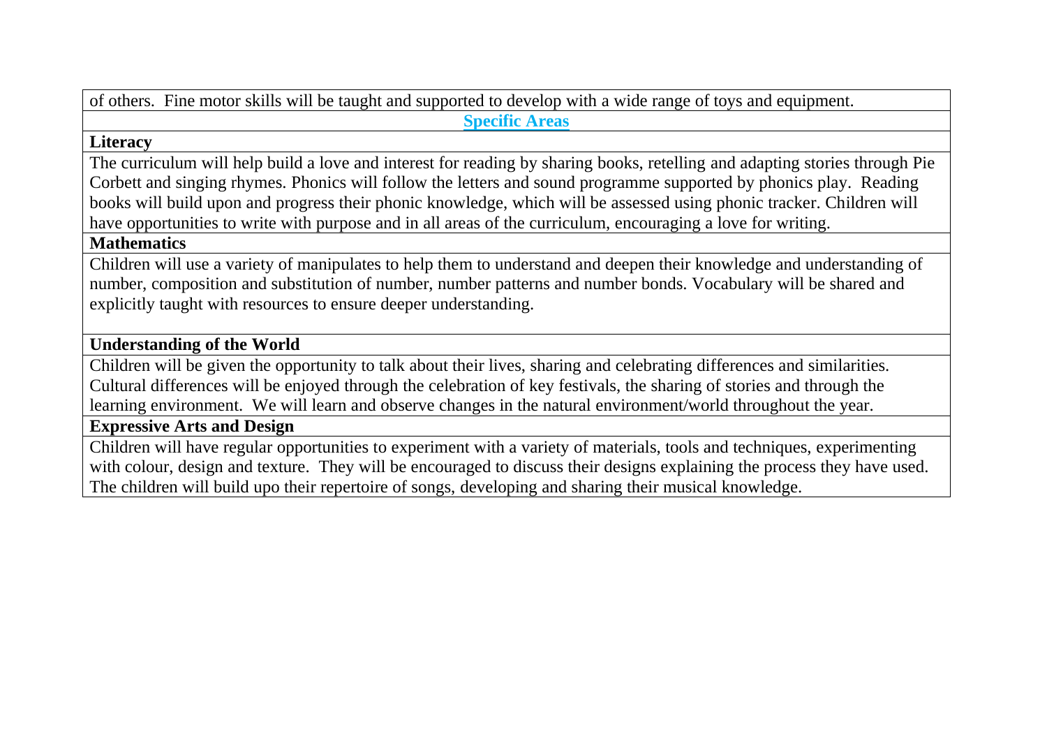of others. Fine motor skills will be taught and supported to develop with a wide range of toys and equipment.

## Specific Areas

**Literacy**

The curriculum will help build a love and interest for reading by sharing books, retelling and adapting stories through Pie Corbett and singing rhymes. Phonics will follow the letters and sound programme supported by phonics play. Reading books will build upon and progress their phonic knowledge, which will be assessed using phonic tracker. Children will have opportunities to write with purpose and in all areas of the curriculum, encouraging a love for writing.

**Mathematics**

Children will use a variety of manipulates to help them to understand and deepen their knowledge and understanding of number, composition and substitution of number, number patterns and number bonds. Vocabulary will be shared and explicitly taught with resources to ensure deeper understanding.

**Understanding of the World**

Children will be given the opportunity to talk about their lives, sharing and celebrating differences and similarities. Cultural differences will be enjoyed through the celebration of key festivals, the sharing of stories and through the learning environment. We will learn and observe changes in the natural environment/world throughout the year.

**Expressive Arts and Design**

Children will have regular opportunities to experiment with a variety of materials, tools and techniques, experimenting with colour, design and texture. They will be encouraged to discuss their designs explaining the process they have used. The children will build upo their repertoire of songs, developing and sharing their musical knowledge.